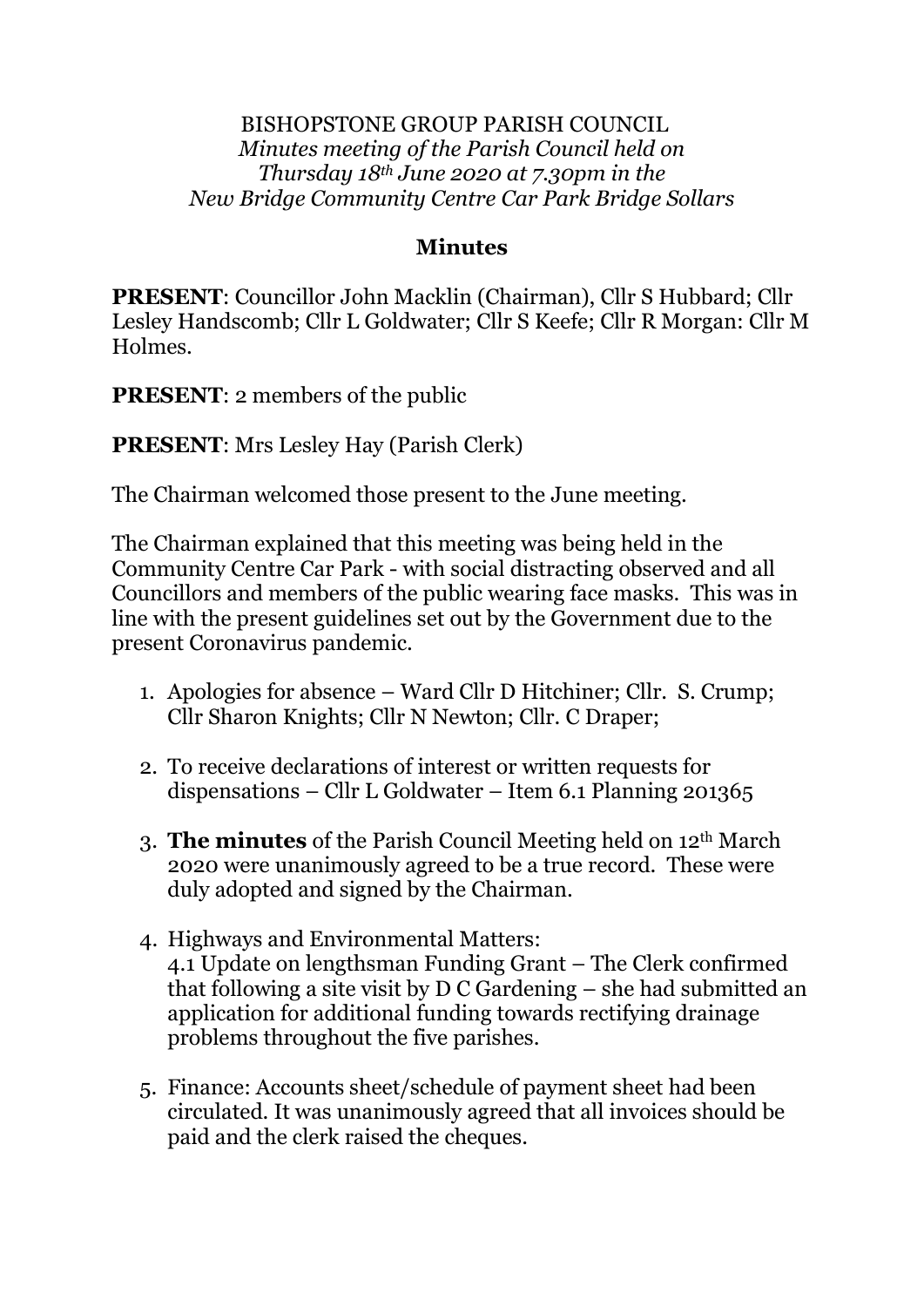BISHOPSTONE GROUP PARISH COUNCIL

*Minutes meeting of the Parish Council held on Thursday 18th June 2020 at 7.30pm in the New Bridge Community Centre Car Park Bridge Sollars*

## Minutes

**PRESENT**: Councillor John Macklin (Chairman), Cllr S Hubbard; Cllr Lesley Handscomb; Cllr L Goldwater; Cllr S Keefe; Cllr R Morgan: Cllr M Holmes.

**PRESENT**: 2 members of the public

**PRESENT**: Mrs Lesley Hay (Parish Clerk)

The Chairman welcomed those present to the June meeting.

The Chairman explained that this meeting was being held in the Community Centre Car Park - with social distracting observed and all Councillors and members of the public wearing face masks. This was in line with the present guidelines set out by the Government due to the present Coronavirus pandemic.

1. Apologies for absence – Ward Cllr D Hitchiner; Cllr. S. Crump; Cllr Sharon Knights; Cllr N Newton; Cllr. C Draper;
2. To receive declarations of interest or written requests for dispensations – Cllr L Goldwater – Item 6.1 Planning 201365
3. **The minutes** of the Parish Council Meeting held on 12th March 2020 were unanimously agreed to be a true record. These were duly adopted and signed by the Chairman.
4. Highways and Environmental Matters:
   4.1 Update on lengthsman Funding Grant – The Clerk confirmed that following a site visit by D C Gardening – she had submitted an application for additional funding towards rectifying drainage problems throughout the five parishes.
5. Finance: Accounts sheet/schedule of payment sheet had been circulated. It was unanimously agreed that all invoices should be paid and the clerk raised the cheques.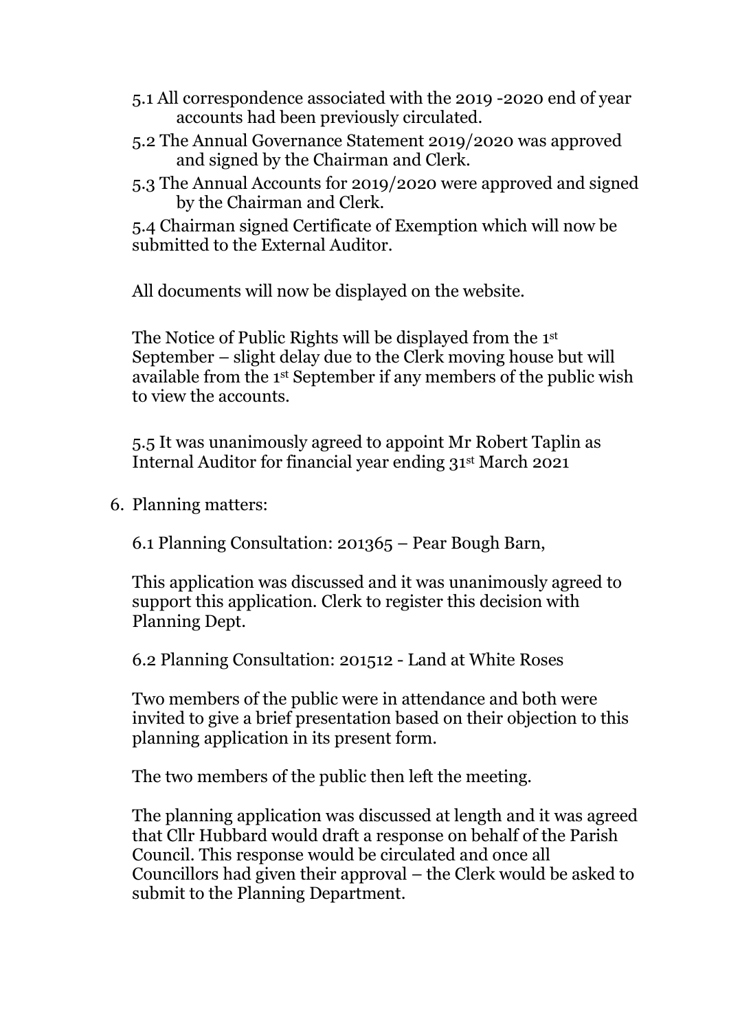5.1 All correspondence associated with the 2019 -2020 end of year accounts had been previously circulated.

5.2 The Annual Governance Statement 2019/2020 was approved and signed by the Chairman and Clerk.

5.3 The Annual Accounts for 2019/2020 were approved and signed by the Chairman and Clerk.

5.4 Chairman signed Certificate of Exemption which will now be submitted to the External Auditor.

All documents will now be displayed on the website.

The Notice of Public Rights will be displayed from the 1st September – slight delay due to the Clerk moving house but will available from the 1st September if any members of the public wish to view the accounts.

5.5 It was unanimously agreed to appoint Mr Robert Taplin as Internal Auditor for financial year ending 31st March 2021

6. Planning matters:

6.1 Planning Consultation: 201365 – Pear Bough Barn,

This application was discussed and it was unanimously agreed to support this application. Clerk to register this decision with Planning Dept.

6.2 Planning Consultation: 201512 - Land at White Roses

Two members of the public were in attendance and both were invited to give a brief presentation based on their objection to this planning application in its present form.

The two members of the public then left the meeting.

The planning application was discussed at length and it was agreed that Cllr Hubbard would draft a response on behalf of the Parish Council. This response would be circulated and once all Councillors had given their approval – the Clerk would be asked to submit to the Planning Department.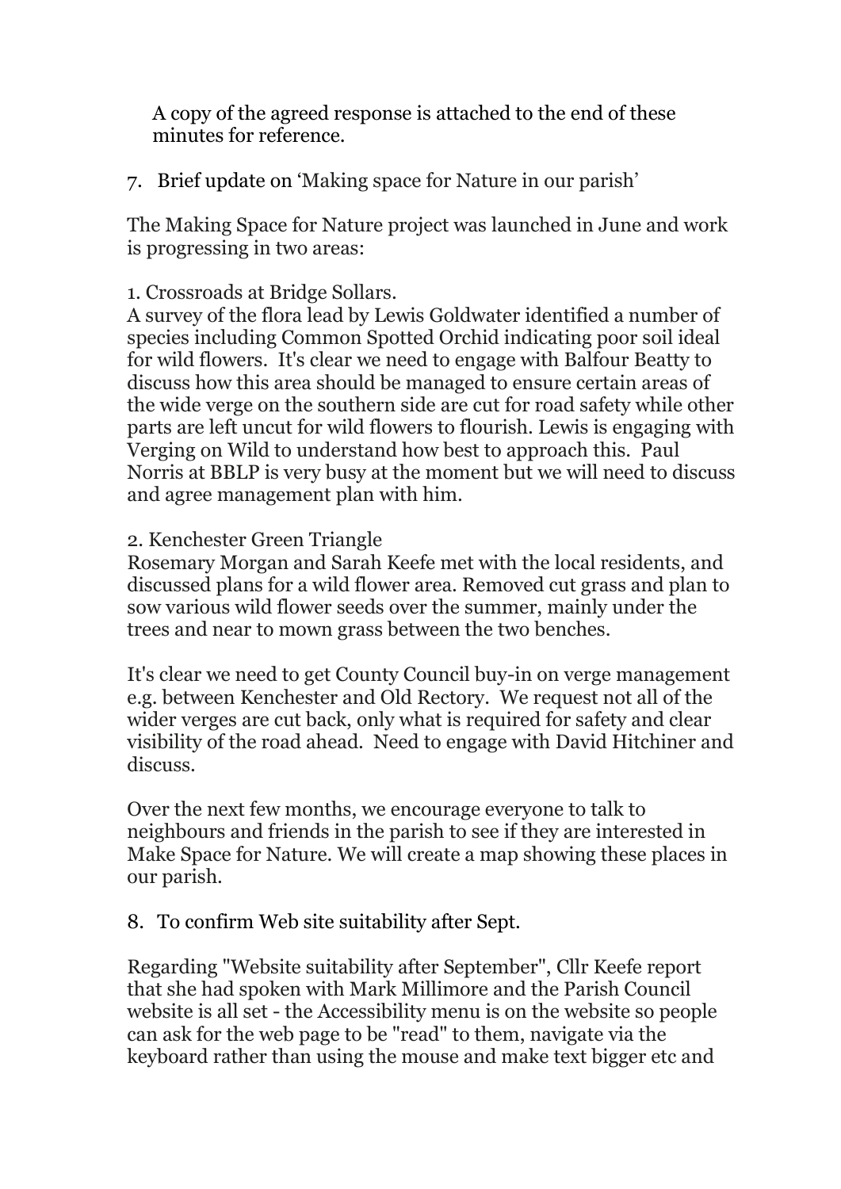A copy of the agreed response is attached to the end of these minutes for reference.

7. Brief update on 'Making space for Nature in our parish'

The Making Space for Nature project was launched in June and work is progressing in two areas:

1. Crossroads at Bridge Sollars.
A survey of the flora lead by Lewis Goldwater identified a number of species including Common Spotted Orchid indicating poor soil ideal for wild flowers. It's clear we need to engage with Balfour Beatty to discuss how this area should be managed to ensure certain areas of the wide verge on the southern side are cut for road safety while other parts are left uncut for wild flowers to flourish. Lewis is engaging with Verging on Wild to understand how best to approach this. Paul Norris at BBLP is very busy at the moment but we will need to discuss and agree management plan with him.

2. Kenchester Green Triangle
Rosemary Morgan and Sarah Keefe met with the local residents, and discussed plans for a wild flower area. Removed cut grass and plan to sow various wild flower seeds over the summer, mainly under the trees and near to mown grass between the two benches.

It's clear we need to get County Council buy-in on verge management e.g. between Kenchester and Old Rectory. We request not all of the wider verges are cut back, only what is required for safety and clear visibility of the road ahead. Need to engage with David Hitchiner and discuss.

Over the next few months, we encourage everyone to talk to neighbours and friends in the parish to see if they are interested in Make Space for Nature. We will create a map showing these places in our parish.

8. To confirm Web site suitability after Sept.

Regarding "Website suitability after September", Cllr Keefe report that she had spoken with Mark Millimore and the Parish Council website is all set - the Accessibility menu is on the website so people can ask for the web page to be "read" to them, navigate via the keyboard rather than using the mouse and make text bigger etc and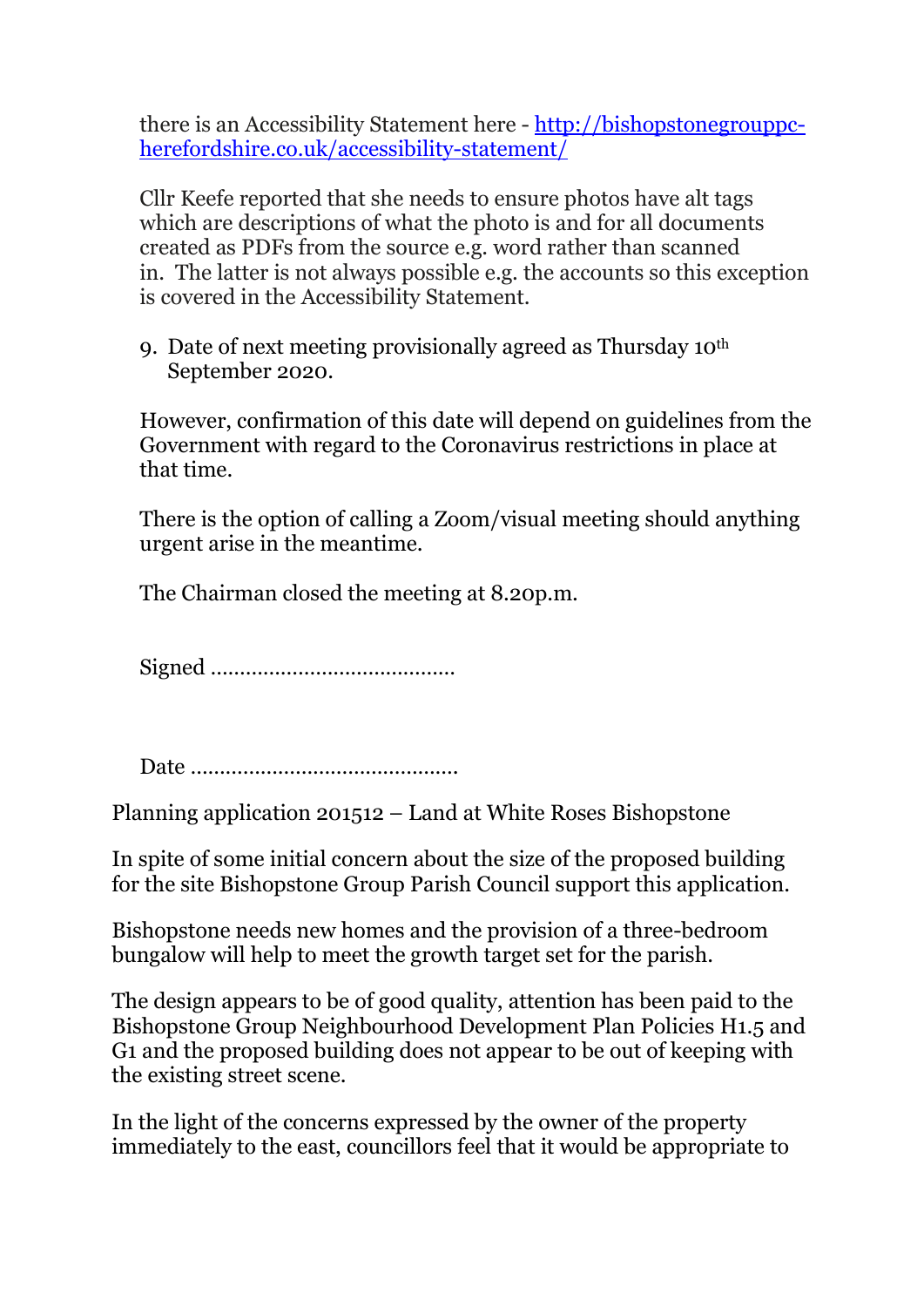there is an Accessibility Statement here - [http://bishopstonegrouppc-herefordshire.co.uk/accessibility-statement/](http://bishopstonegrouppc-herefordshire.co.uk/accessibility-statement/)

Cllr Keefe reported that she needs to ensure photos have alt tags which are descriptions of what the photo is and for all documents created as PDFs from the source e.g. word rather than scanned in. The latter is not always possible e.g. the accounts so this exception is covered in the Accessibility Statement.

9. Date of next meeting provisionally agreed as Thursday 10th September 2020.

However, confirmation of this date will depend on guidelines from the Government with regard to the Coronavirus restrictions in place at that time.

There is the option of calling a Zoom/visual meeting should anything urgent arise in the meantime.

The Chairman closed the meeting at 8.20p.m.

Signed ……………………………………

Date ………………………………………

Planning application 201512 – Land at White Roses Bishopstone

In spite of some initial concern about the size of the proposed building for the site Bishopstone Group Parish Council support this application.

Bishopstone needs new homes and the provision of a three-bedroom bungalow will help to meet the growth target set for the parish.

The design appears to be of good quality, attention has been paid to the Bishopstone Group Neighbourhood Development Plan Policies H1.5 and G1 and the proposed building does not appear to be out of keeping with the existing street scene.

In the light of the concerns expressed by the owner of the property immediately to the east, councillors feel that it would be appropriate to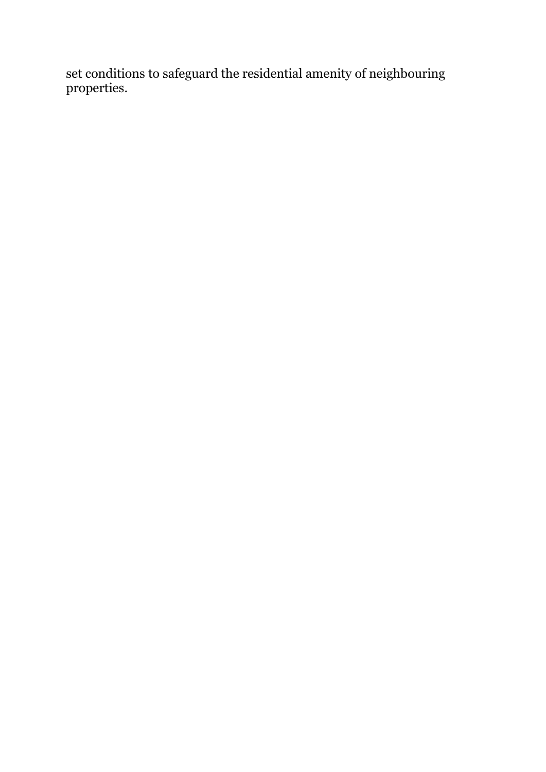set conditions to safeguard the residential amenity of neighbouring properties.